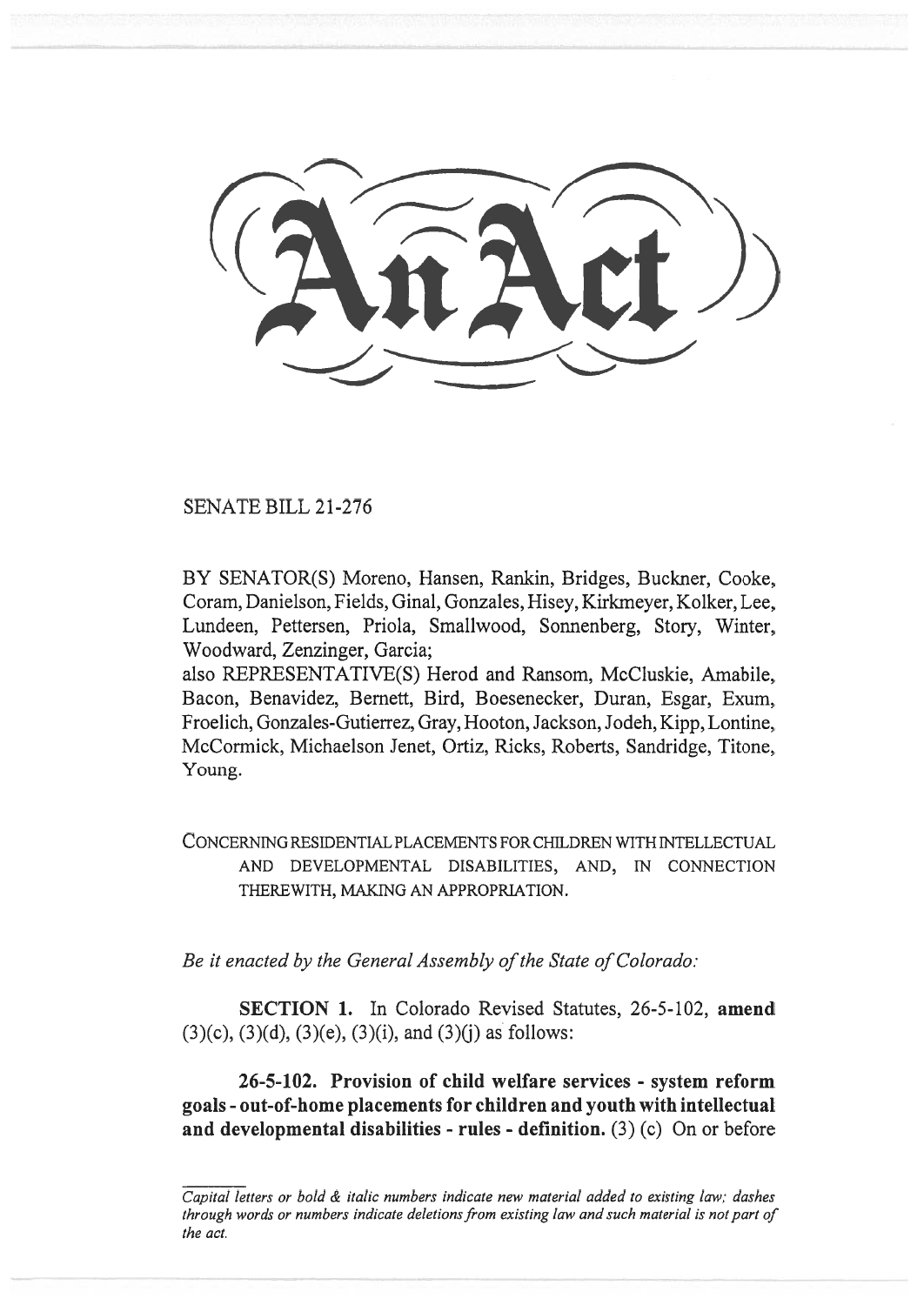# An Act

SENATE BILL 21-276

BY SENATOR(S) Moreno, Hansen, Rankin, Bridges, Buckner, Cooke, Coram, Danielson, Fields, Ginal, Gonzales, Hisey, Kirkmeyer, Kolker, Lee, Lundeen, Pettersen, Priola, Smallwood, Sonnenberg, Story, Winter, Woodward, Zenzinger, Garcia;
also REPRESENTATIVE(S) Herod and Ransom, McCluskie, Amabile, Bacon, Benavidez, Bernett, Bird, Boesenecker, Duran, Esgar, Exum, Froelich, Gonzales-Gutierrez, Gray, Hooton, Jackson, Jodeh, Kipp, Lontine, McCormick, Michaelson Jenet, Ortiz, Ricks, Roberts, Sandridge, Titone, Young.

CONCERNING RESIDENTIAL PLACEMENTS FOR CHILDREN WITH INTELLECTUAL AND DEVELOPMENTAL DISABILITIES, AND, IN CONNECTION THEREWITH, MAKING AN APPROPRIATION.

*Be it enacted by the General Assembly of the State of Colorado:*

**SECTION 1.** In Colorado Revised Statutes, 26-5-102, **amend** (3)(c), (3)(d), (3)(e), (3)(i), and (3)(j) as follows:

**26-5-102. Provision of child welfare services - system reform goals - out-of-home placements for children and youth with intellectual and developmental disabilities - rules - definition.** (3) (c) On or before

*Capital letters or bold & italic numbers indicate new material added to existing law; dashes through words or numbers indicate deletions from existing law and such material is not part of the act.*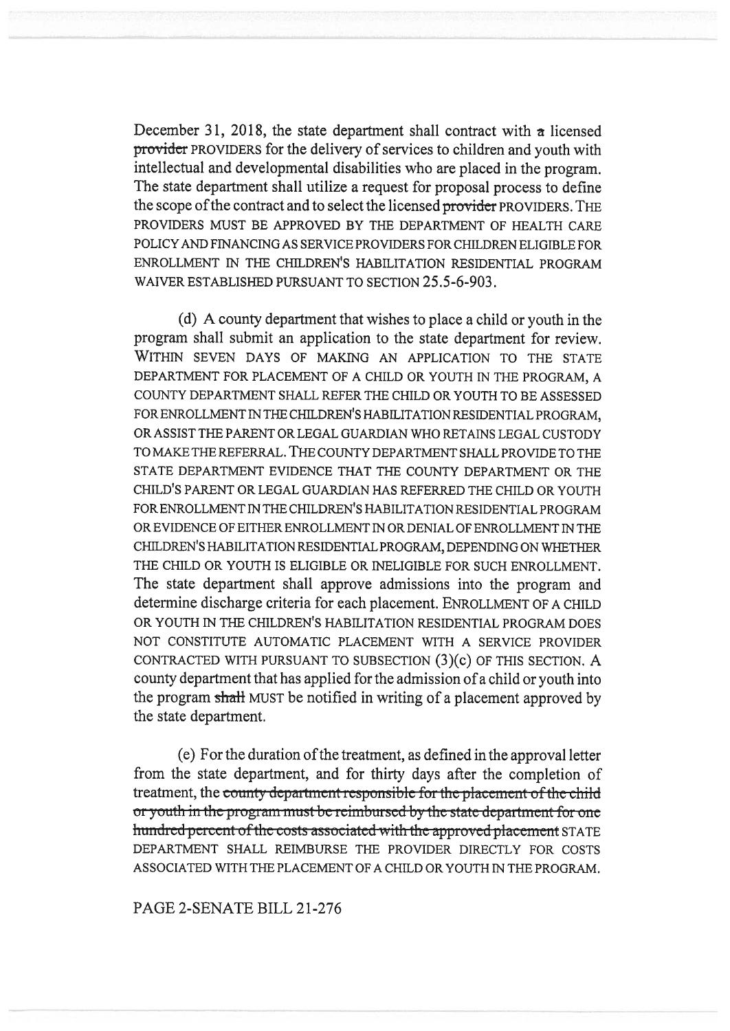December 31, 2018, the state department shall contract with ~~a~~ licensed ~~provider~~ PROVIDERS for the delivery of services to children and youth with intellectual and developmental disabilities who are placed in the program. The state department shall utilize a request for proposal process to define the scope of the contract and to select the licensed ~~provider~~ PROVIDERS. THE PROVIDERS MUST BE APPROVED BY THE DEPARTMENT OF HEALTH CARE POLICY AND FINANCING AS SERVICE PROVIDERS FOR CHILDREN ELIGIBLE FOR ENROLLMENT IN THE CHILDREN'S HABILITATION RESIDENTIAL PROGRAM WAIVER ESTABLISHED PURSUANT TO SECTION 25.5-6-903.

(d) A county department that wishes to place a child or youth in the program shall submit an application to the state department for review. WITHIN SEVEN DAYS OF MAKING AN APPLICATION TO THE STATE DEPARTMENT FOR PLACEMENT OF A CHILD OR YOUTH IN THE PROGRAM, A COUNTY DEPARTMENT SHALL REFER THE CHILD OR YOUTH TO BE ASSESSED FOR ENROLLMENT IN THE CHILDREN'S HABILITATION RESIDENTIAL PROGRAM, OR ASSIST THE PARENT OR LEGAL GUARDIAN WHO RETAINS LEGAL CUSTODY TO MAKE THE REFERRAL. THE COUNTY DEPARTMENT SHALL PROVIDE TO THE STATE DEPARTMENT EVIDENCE THAT THE COUNTY DEPARTMENT OR THE CHILD'S PARENT OR LEGAL GUARDIAN HAS REFERRED THE CHILD OR YOUTH FOR ENROLLMENT IN THE CHILDREN'S HABILITATION RESIDENTIAL PROGRAM OR EVIDENCE OF EITHER ENROLLMENT IN OR DENIAL OF ENROLLMENT IN THE CHILDREN'S HABILITATION RESIDENTIAL PROGRAM, DEPENDING ON WHETHER THE CHILD OR YOUTH IS ELIGIBLE OR INELIGIBLE FOR SUCH ENROLLMENT. The state department shall approve admissions into the program and determine discharge criteria for each placement. ENROLLMENT OF A CHILD OR YOUTH IN THE CHILDREN'S HABILITATION RESIDENTIAL PROGRAM DOES NOT CONSTITUTE AUTOMATIC PLACEMENT WITH A SERVICE PROVIDER CONTRACTED WITH PURSUANT TO SUBSECTION (3)(c) OF THIS SECTION. A county department that has applied for the admission of a child or youth into the program ~~shall~~ MUST be notified in writing of a placement approved by the state department.

(e) For the duration of the treatment, as defined in the approval letter from the state department, and for thirty days after the completion of treatment, the ~~county department responsible for the placement of the child or youth in the program must be reimbursed by the state department for one hundred percent of the costs associated with the approved placement~~ STATE DEPARTMENT SHALL REIMBURSE THE PROVIDER DIRECTLY FOR COSTS ASSOCIATED WITH THE PLACEMENT OF A CHILD OR YOUTH IN THE PROGRAM.

PAGE 2-SENATE BILL 21-276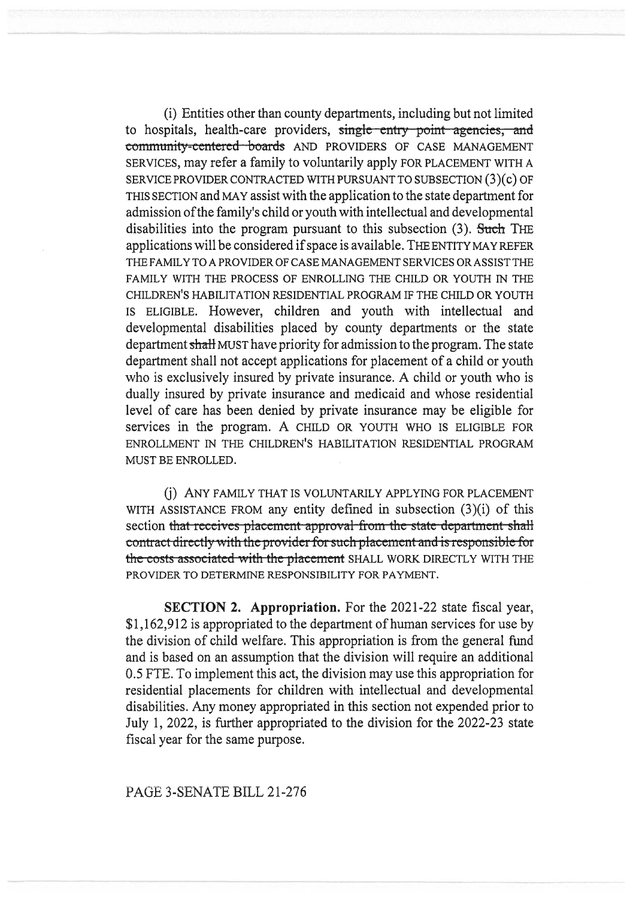(i) Entities other than county departments, including but not limited to hospitals, health-care providers, ~~single entry point agencies, and community-centered boards~~ AND PROVIDERS OF CASE MANAGEMENT SERVICES, may refer a family to voluntarily apply FOR PLACEMENT WITH A SERVICE PROVIDER CONTRACTED WITH PURSUANT TO SUBSECTION (3)(c) OF THIS SECTION and MAY assist with the application to the state department for admission of the family's child or youth with intellectual and developmental disabilities into the program pursuant to this subsection (3). ~~Such~~ THE applications will be considered if space is available. THE ENTITY MAY REFER THE FAMILY TO A PROVIDER OF CASE MANAGEMENT SERVICES OR ASSIST THE FAMILY WITH THE PROCESS OF ENROLLING THE CHILD OR YOUTH IN THE CHILDREN'S HABILITATION RESIDENTIAL PROGRAM IF THE CHILD OR YOUTH IS ELIGIBLE. However, children and youth with intellectual and developmental disabilities placed by county departments or the state department ~~shall~~ MUST have priority for admission to the program. The state department shall not accept applications for placement of a child or youth who is exclusively insured by private insurance. A child or youth who is dually insured by private insurance and medicaid and whose residential level of care has been denied by private insurance may be eligible for services in the program. A CHILD OR YOUTH WHO IS ELIGIBLE FOR ENROLLMENT IN THE CHILDREN'S HABILITATION RESIDENTIAL PROGRAM MUST BE ENROLLED.

(j) ANY FAMILY THAT IS VOLUNTARILY APPLYING FOR PLACEMENT WITH ASSISTANCE FROM any entity defined in subsection (3)(i) of this section ~~that receives placement approval from the state department shall contract directly with the provider for such placement and is responsible for the costs associated with the placement~~ SHALL WORK DIRECTLY WITH THE PROVIDER TO DETERMINE RESPONSIBILITY FOR PAYMENT.

**SECTION 2. Appropriation.** For the 2021-22 state fiscal year, $1,162,912 is appropriated to the department of human services for use by the division of child welfare. This appropriation is from the general fund and is based on an assumption that the division will require an additional 0.5 FTE. To implement this act, the division may use this appropriation for residential placements for children with intellectual and developmental disabilities. Any money appropriated in this section not expended prior to July 1, 2022, is further appropriated to the division for the 2022-23 state fiscal year for the same purpose.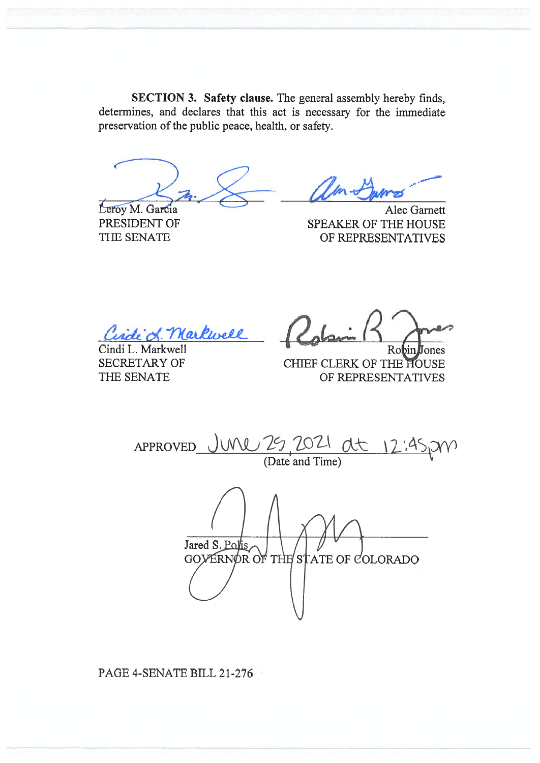**SECTION 3. Safety clause.** The general assembly hereby finds, determines, and declares that this act is necessary for the immediate preservation of the public peace, health, or safety.

Leroy M. Garcia
PRESIDENT OF
THE SENATE

Alec Garnett
SPEAKER OF THE HOUSE
OF REPRESENTATIVES

Cindi L. Markwell
SECRETARY OF
THE SENATE

Robin Jones
CHIEF CLERK OF THE HOUSE
OF REPRESENTATIVES

APPROVED June 29, 2021 at 12:45pm
(Date and Time)

Jared S. Polis
GOVERNOR OF THE STATE OF COLORADO

PAGE 4-SENATE BILL 21-276